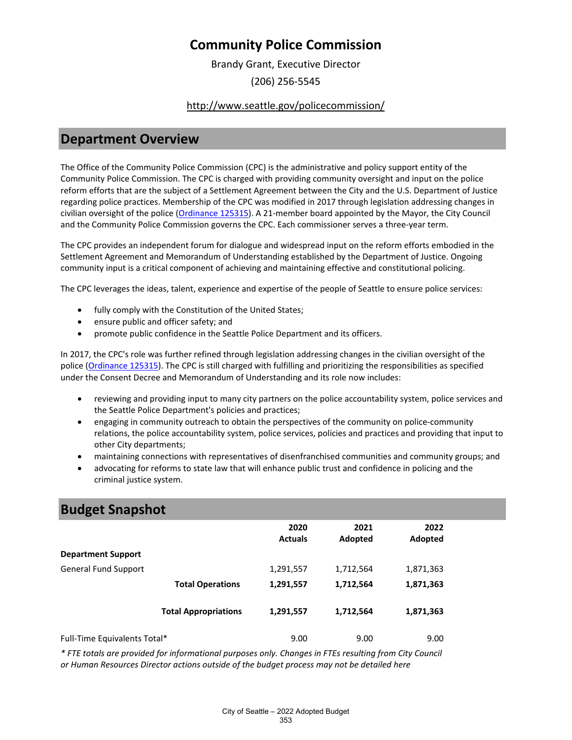# Community Police Commission

Brandy Grant, Executive Director

(206) 256-5545

http://www.seattle.gov/policecommission/

## Department Overview

The Office of the Community Police Commission (CPC) is the administrative and policy support entity of the Community Police Commission. The CPC is charged with providing community oversight and input on the police reform efforts that are the subject of a Settlement Agreement between the City and the U.S. Department of Justice regarding police practices. Membership of the CPC was modified in 2017 through legislation addressing changes in civilian oversight of the police (Ordinance 125315). A 21-member board appointed by the Mayor, the City Council and the Community Police Commission governs the CPC. Each commissioner serves a three-year term.

The CPC provides an independent forum for dialogue and widespread input on the reform efforts embodied in the Settlement Agreement and Memorandum of Understanding established by the Department of Justice. Ongoing community input is a critical component of achieving and maintaining effective and constitutional policing.

The CPC leverages the ideas, talent, experience and expertise of the people of Seattle to ensure police services:

- fully comply with the Constitution of the United States;
- ensure public and officer safety; and
- promote public confidence in the Seattle Police Department and its officers.

In 2017, the CPC's role was further refined through legislation addressing changes in the civilian oversight of the police (Ordinance 125315). The CPC is still charged with fulfilling and prioritizing the responsibilities as specified under the Consent Decree and Memorandum of Understanding and its role now includes:

- reviewing and providing input to many city partners on the police accountability system, police services and the Seattle Police Department's policies and practices;
- engaging in community outreach to obtain the perspectives of the community on police-community relations, the police accountability system, police services, policies and practices and providing that input to other City departments;
- maintaining connections with representatives of disenfranchised communities and community groups; and
- advocating for reforms to state law that will enhance public trust and confidence in policing and the criminal justice system.

## Budget Snapshot

| | 2020 Actuals | 2021 Adopted | 2022 Adopted |
|---|---|---|---|
| **Department Support** | | | |
| General Fund Support | 1,291,557 | 1,712,564 | 1,871,363 |
| **Total Operations** | **1,291,557** | **1,712,564** | **1,871,363** |
| **Total Appropriations** | **1,291,557** | **1,712,564** | **1,871,363** |
| Full-Time Equivalents Total* | 9.00 | 9.00 | 9.00 |

*\* FTE totals are provided for informational purposes only. Changes in FTEs resulting from City Council or Human Resources Director actions outside of the budget process may not be detailed here*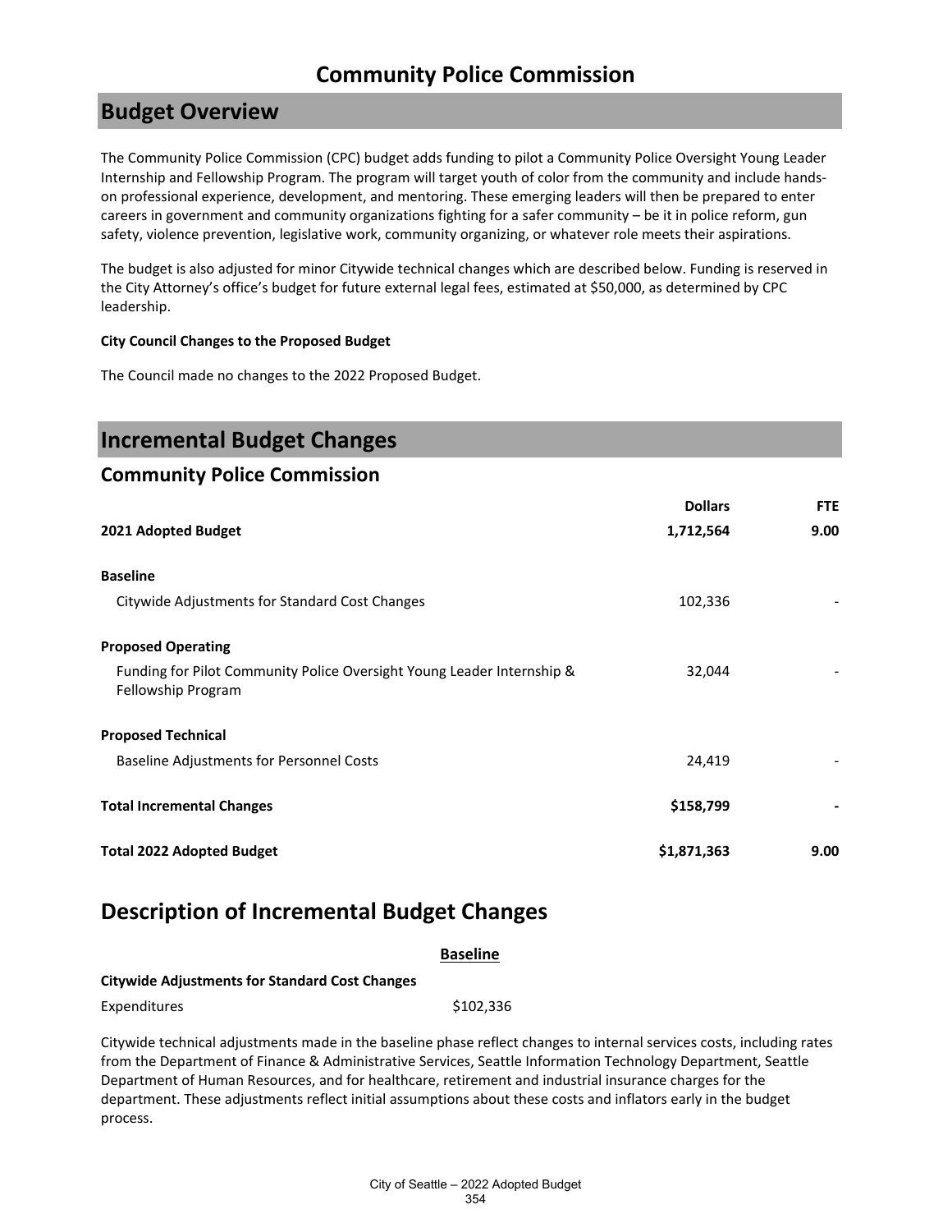# Community Police Commission

## Budget Overview

The Community Police Commission (CPC) budget adds funding to pilot a Community Police Oversight Young Leader Internship and Fellowship Program. The program will target youth of color from the community and include hands-on professional experience, development, and mentoring. These emerging leaders will then be prepared to enter careers in government and community organizations fighting for a safer community – be it in police reform, gun safety, violence prevention, legislative work, community organizing, or whatever role meets their aspirations.

The budget is also adjusted for minor Citywide technical changes which are described below. Funding is reserved in the City Attorney's office's budget for future external legal fees, estimated at $50,000, as determined by CPC leadership.

**City Council Changes to the Proposed Budget**

The Council made no changes to the 2022 Proposed Budget.

## Incremental Budget Changes

### Community Police Commission

| | Dollars | FTE |
|---|---|---|
| **2021 Adopted Budget** | **1,712,564** | **9.00** |
| **Baseline** | | |
| Citywide Adjustments for Standard Cost Changes | 102,336 | - |
| **Proposed Operating** | | |
| Funding for Pilot Community Police Oversight Young Leader Internship & Fellowship Program | 32,044 | - |
| **Proposed Technical** | | |
| Baseline Adjustments for Personnel Costs | 24,419 | - |
| **Total Incremental Changes** | **$158,799** | **-** |
| **Total 2022 Adopted Budget** | **$1,871,363** | **9.00** |

## Description of Incremental Budget Changes

**Baseline**

**Citywide Adjustments for Standard Cost Changes**

Expenditures $102,336

Citywide technical adjustments made in the baseline phase reflect changes to internal services costs, including rates from the Department of Finance & Administrative Services, Seattle Information Technology Department, Seattle Department of Human Resources, and for healthcare, retirement and industrial insurance charges for the department. These adjustments reflect initial assumptions about these costs and inflators early in the budget process.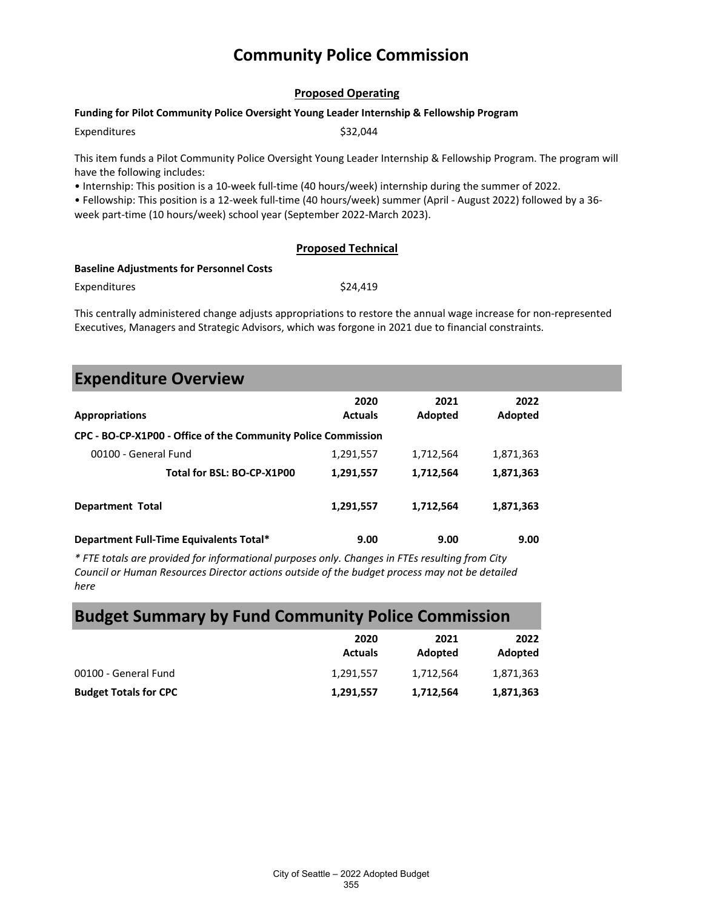# Community Police Commission

## Proposed Operating

**Funding for Pilot Community Police Oversight Young Leader Internship & Fellowship Program**

Expenditures $32,044

This item funds a Pilot Community Police Oversight Young Leader Internship & Fellowship Program. The program will have the following includes:

- Internship: This position is a 10-week full-time (40 hours/week) internship during the summer of 2022.
- Fellowship: This position is a 12-week full-time (40 hours/week) summer (April - August 2022) followed by a 36-week part-time (10 hours/week) school year (September 2022-March 2023).

## Proposed Technical

**Baseline Adjustments for Personnel Costs**

Expenditures $24,419

This centrally administered change adjusts appropriations to restore the annual wage increase for non-represented Executives, Managers and Strategic Advisors, which was forgone in 2021 due to financial constraints.

## Expenditure Overview

| Appropriations | 2020 Actuals | 2021 Adopted | 2022 Adopted |
|---|---|---|---|
| **CPC - BO-CP-X1P00 - Office of the Community Police Commission** | | | |
| 00100 - General Fund | 1,291,557 | 1,712,564 | 1,871,363 |
| **Total for BSL: BO-CP-X1P00** | **1,291,557** | **1,712,564** | **1,871,363** |
| **Department Total** | **1,291,557** | **1,712,564** | **1,871,363** |
| **Department Full-Time Equivalents Total*** | **9.00** | **9.00** | **9.00** |

*\* FTE totals are provided for informational purposes only. Changes in FTEs resulting from City Council or Human Resources Director actions outside of the budget process may not be detailed here*

## Budget Summary by Fund Community Police Commission

| | 2020 Actuals | 2021 Adopted | 2022 Adopted |
|---|---|---|---|
| 00100 - General Fund | 1,291,557 | 1,712,564 | 1,871,363 |
| **Budget Totals for CPC** | **1,291,557** | **1,712,564** | **1,871,363** |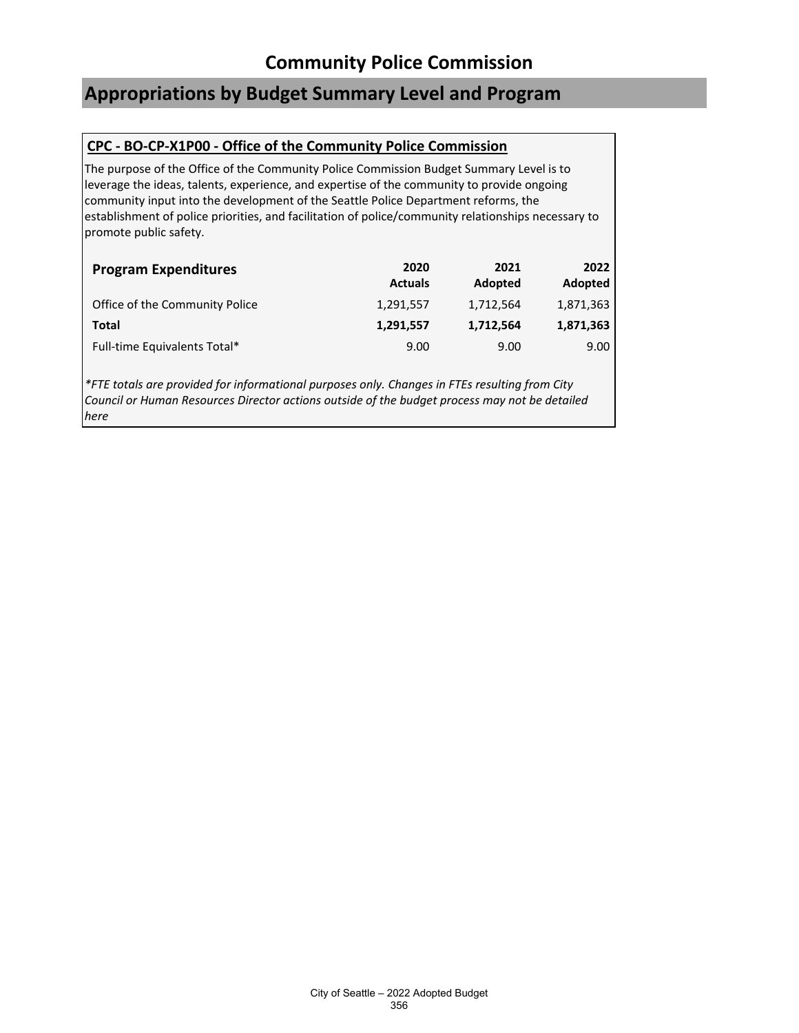# Community Police Commission

## Appropriations by Budget Summary Level and Program

### CPC - BO-CP-X1P00 - Office of the Community Police Commission

The purpose of the Office of the Community Police Commission Budget Summary Level is to leverage the ideas, talents, experience, and expertise of the community to provide ongoing community input into the development of the Seattle Police Department reforms, the establishment of police priorities, and facilitation of police/community relationships necessary to promote public safety.

| Program Expenditures | 2020 Actuals | 2021 Adopted | 2022 Adopted |
|---|---|---|---|
| Office of the Community Police | 1,291,557 | 1,712,564 | 1,871,363 |
| **Total** | **1,291,557** | **1,712,564** | **1,871,363** |
| Full-time Equivalents Total* | 9.00 | 9.00 | 9.00 |

*\*FTE totals are provided for informational purposes only. Changes in FTEs resulting from City Council or Human Resources Director actions outside of the budget process may not be detailed here*